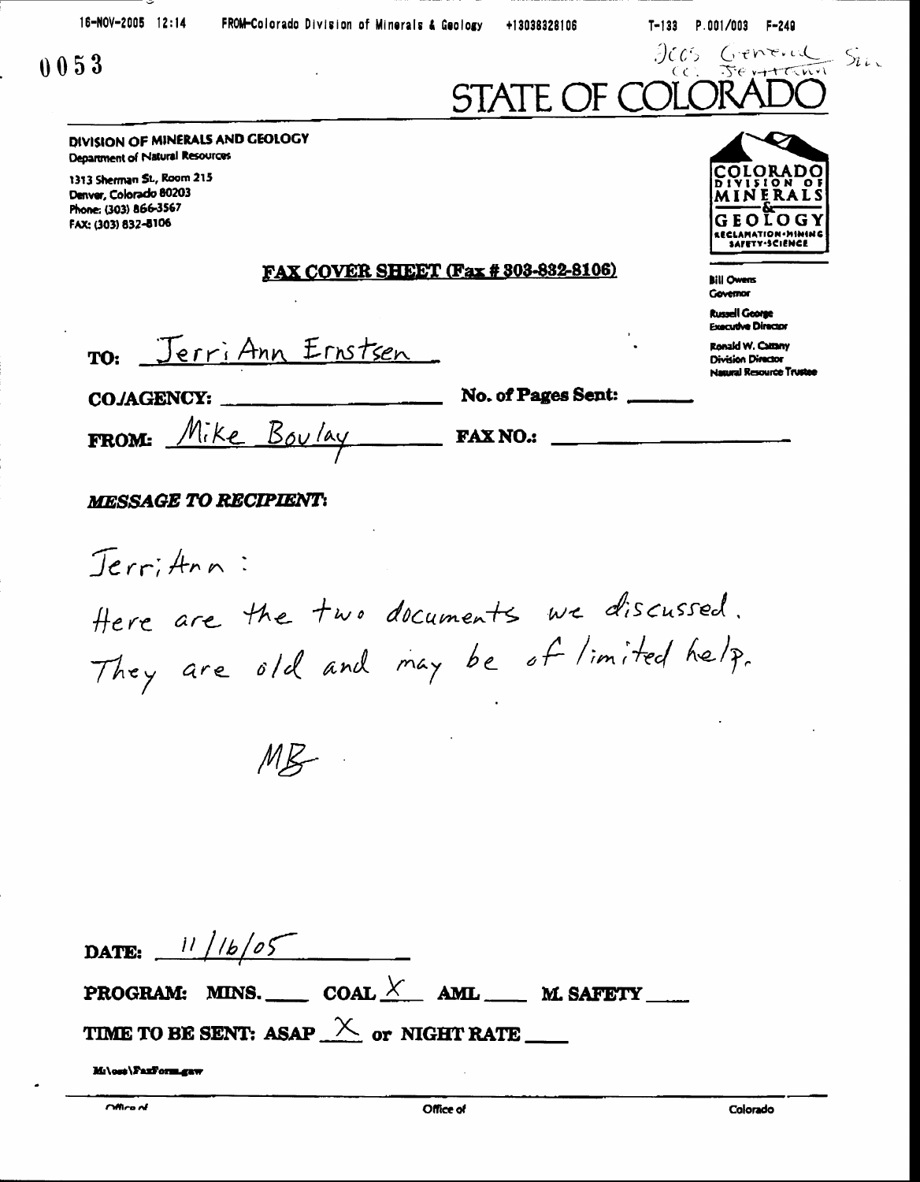0053

Docs General Sec
cc: Jerri Ann

# STATE OF COLORADO

**DIVISION OF MINERALS AND GEOLOGY**
Department of Natural Resources

1313 Sherman St., Room 215
Denver, Colorado 80203
Phone: (303) 866-3567
FAX: (303) 832-8106

COLORADO DIVISION OF MINERALS & GEOLOGY
RECLAMATION-MINING SAFETY-SCIENCE

Bill Owens
Governor

Russell George
Executive Director

Ronald W. Cattany
Division Director
Natural Resource Trustee

## FAX COVER SHEET (Fax # 303-832-8106)

**TO:** Jerri Ann Ernstsen

**CO./AGENCY:** ____________ **No. of Pages Sent:** ______

**FROM:** Mike Boulay **FAX NO.:** ____________

***MESSAGE TO RECIPIENT:***

Jerri Ann:

Here are the two documents we discussed. They are old and may be of limited help.

MB

**DATE:** 11/16/05

**PROGRAM:** MINS. ____ COAL X AML ____ M. SAFETY ____

**TIME TO BE SENT:** ASAP X or NIGHT RATE ____

Mi\oss\FaxForm.gaw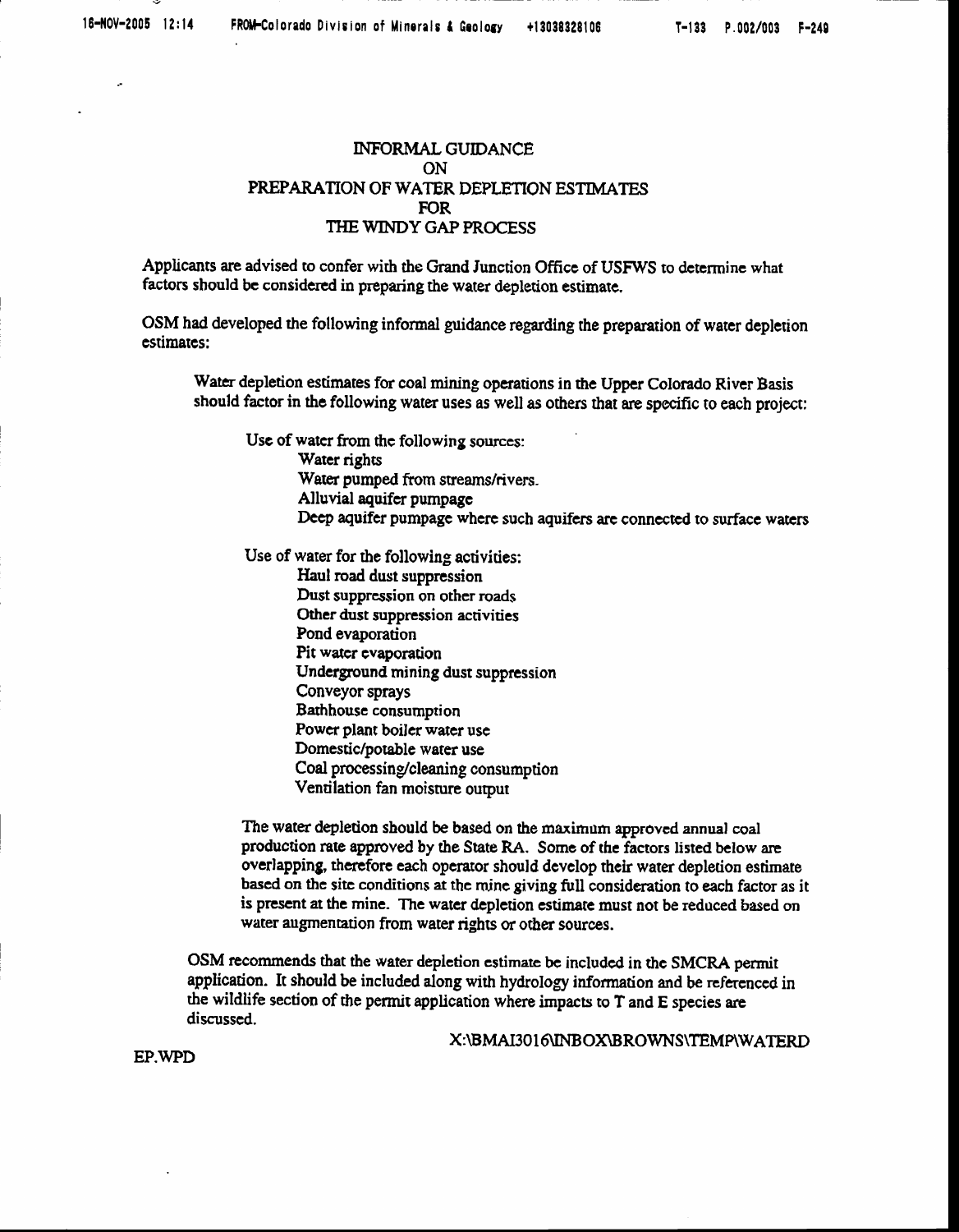# INFORMAL GUIDANCE
# ON
# PREPARATION OF WATER DEPLETION ESTIMATES
# FOR
# THE WINDY GAP PROCESS

Applicants are advised to confer with the Grand Junction Office of USFWS to determine what factors should be considered in preparing the water depletion estimate.

OSM had developed the following informal guidance regarding the preparation of water depletion estimates:

> Water depletion estimates for coal mining operations in the Upper Colorado River Basis should factor in the following water uses as well as others that are specific to each project:
>
> Use of water from the following sources:
> - Water rights
> - Water pumped from streams/rivers.
> - Alluvial aquifer pumpage
> - Deep aquifer pumpage where such aquifers are connected to surface waters
>
> Use of water for the following activities:
> - Haul road dust suppression
> - Dust suppression on other roads
> - Other dust suppression activities
> - Pond evaporation
> - Pit water evaporation
> - Underground mining dust suppression
> - Conveyor sprays
> - Bathhouse consumption
> - Power plant boiler water use
> - Domestic/potable water use
> - Coal processing/cleaning consumption
> - Ventilation fan moisture output
>
> The water depletion should be based on the maximum approved annual coal production rate approved by the State RA. Some of the factors listed below are overlapping, therefore each operator should develop their water depletion estimate based on the site conditions at the mine giving full consideration to each factor as it is present at the mine. The water depletion estimate must not be reduced based on water augmentation from water rights or other sources.

OSM recommends that the water depletion estimate be included in the SMCRA permit application. It should be included along with hydrology information and be referenced in the wildlife section of the permit application where impacts to T and E species are discussed.

X:\BMAI3016\INBOX\BROWNS\TEMP\WATERDEP.WPD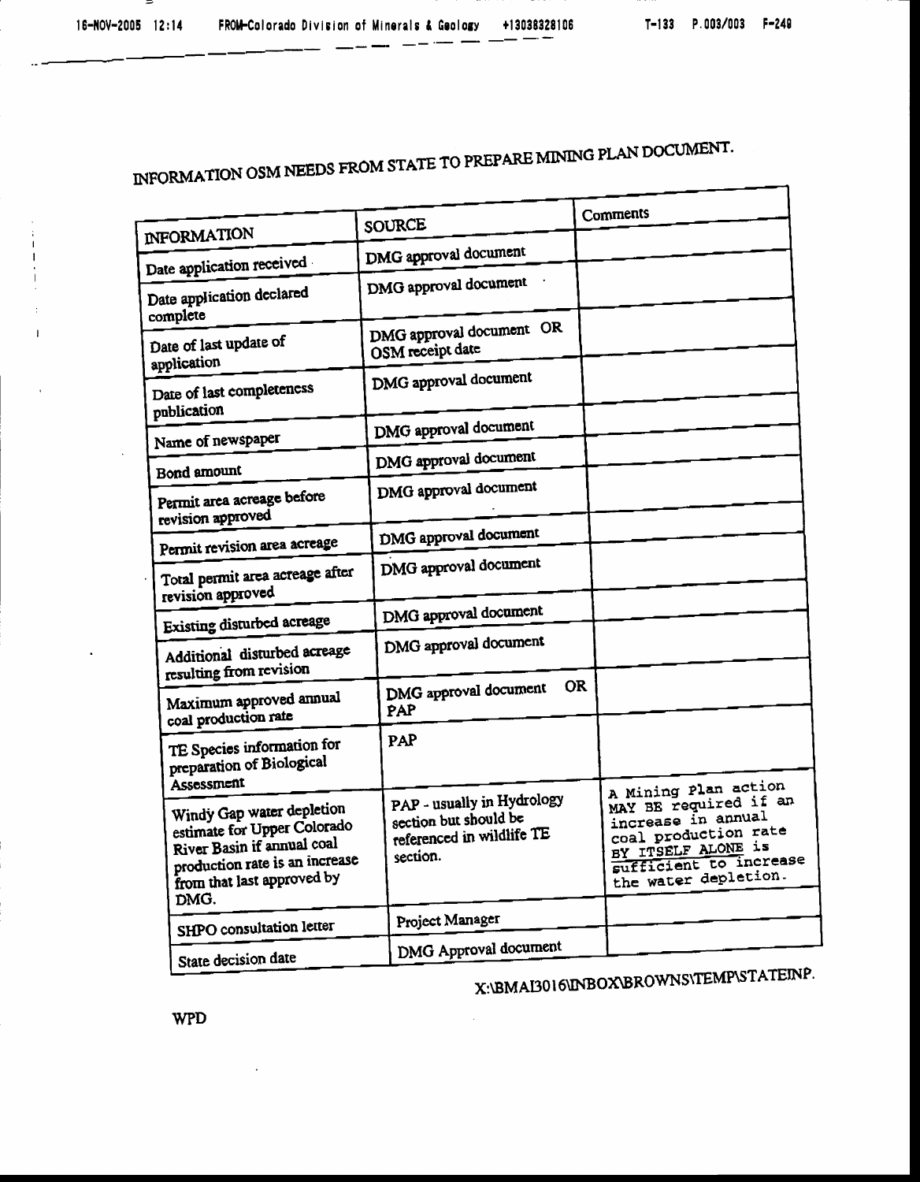# INFORMATION OSM NEEDS FROM STATE TO PREPARE MINING PLAN DOCUMENT.

| INFORMATION | SOURCE | Comments |
|---|---|---|
| Date application received | DMG approval document | |
| Date application declared complete | DMG approval document | |
| Date of last update of application | DMG approval document OR OSM receipt date | |
| Date of last completeness publication | DMG approval document | |
| Name of newspaper | DMG approval document | |
| Bond amount | DMG approval document | |
| Permit area acreage before revision approved | DMG approval document | |
| Permit revision area acreage | DMG approval document | |
| Total permit area acreage after revision approved | DMG approval document | |
| Existing disturbed acreage | DMG approval document | |
| Additional disturbed acreage resulting from revision | DMG approval document | |
| Maximum approved annual coal production rate | DMG approval document OR PAP | |
| TE Species information for preparation of Biological Assessment | PAP | |
| Windy Gap water depletion estimate for Upper Colorado River Basin if annual coal production rate is an increase from that last approved by DMG. | PAP - usually in Hydrology section but should be referenced in wildlife TE section. | A Mining Plan action MAY BE required if an increase in annual coal production rate BY ITSELF ALONE is sufficient to increase the water depletion. |
| SHPO consultation letter | Project Manager | |
| State decision date | DMG Approval document | |

X:\BMAB016\INBOX\BROWNS\TEMP\STATEINP.

WPD